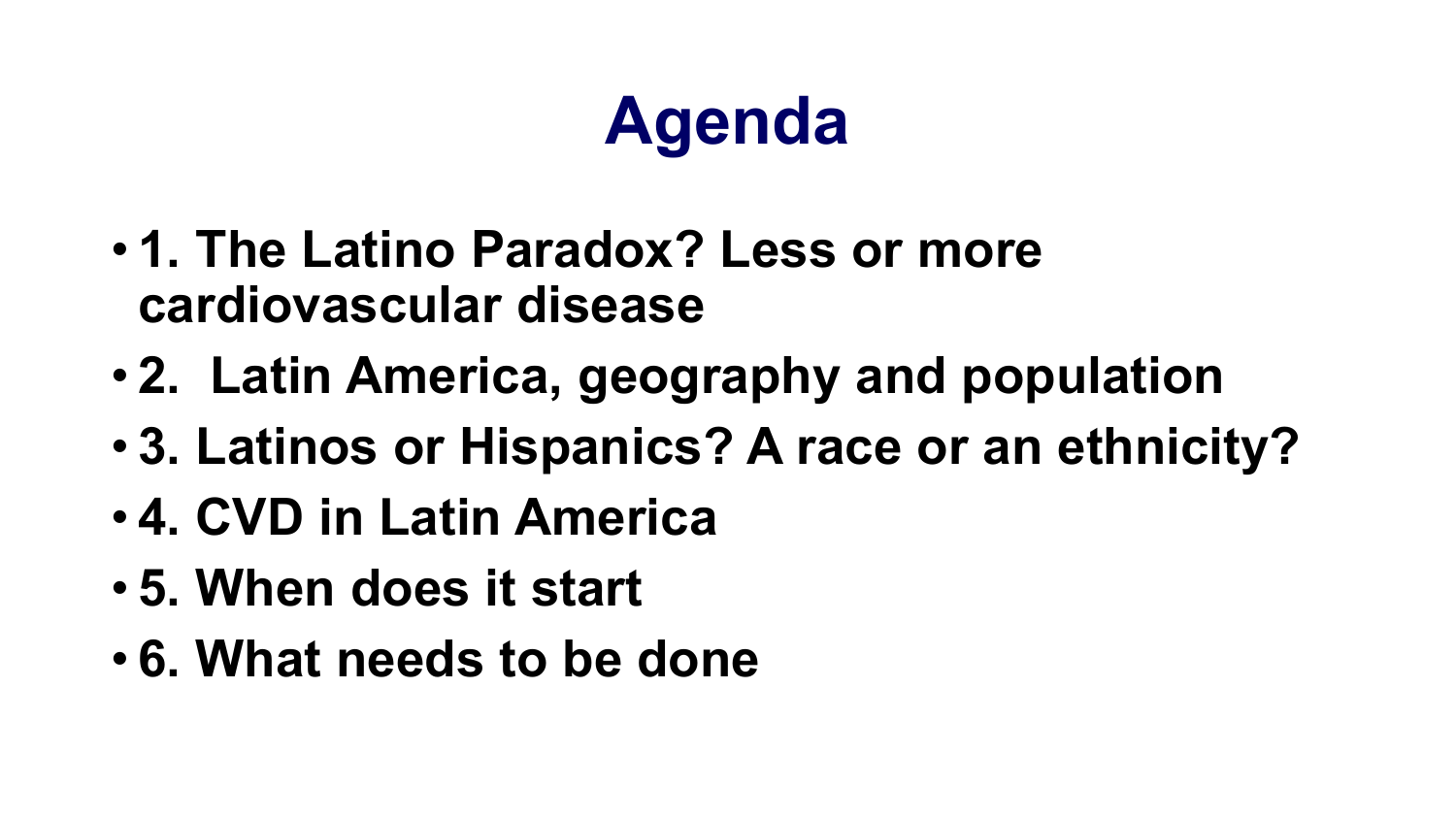# Agenda

- **1. The Latino Paradox? Less or more cardiovascular disease**
- **2. Latin America, geography and population**
- **3. Latinos or Hispanics? A race or an ethnicity?**
- **4. CVD in Latin America**
- **5. When does it start**
- **6. What needs to be done**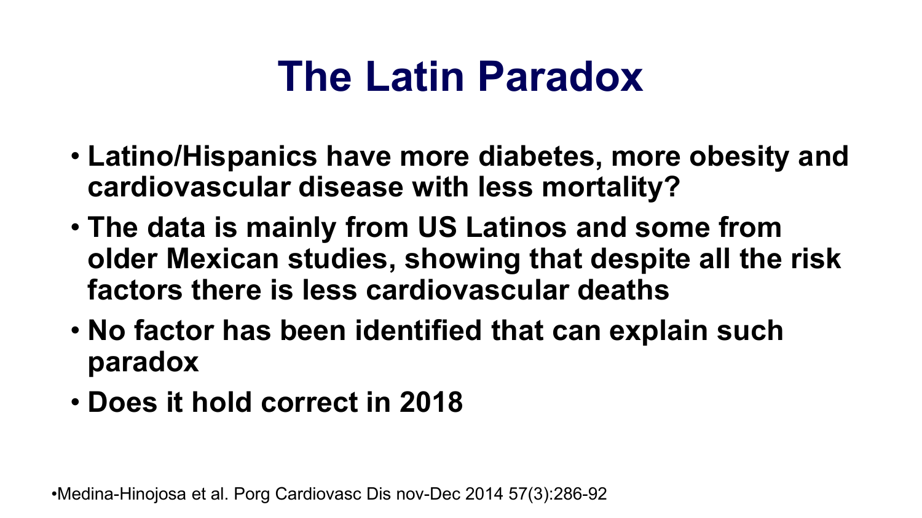# The Latin Paradox

- **Latino/Hispanics have more diabetes, more obesity and cardiovascular disease with less mortality?**
- **The data is mainly from US Latinos and some from older Mexican studies, showing that despite all the risk factors there is less cardiovascular deaths**
- **No factor has been identified that can explain such paradox**
- **Does it hold correct in 2018**

•Medina-Hinojosa et al. Porg Cardiovasc Dis nov-Dec 2014 57(3):286-92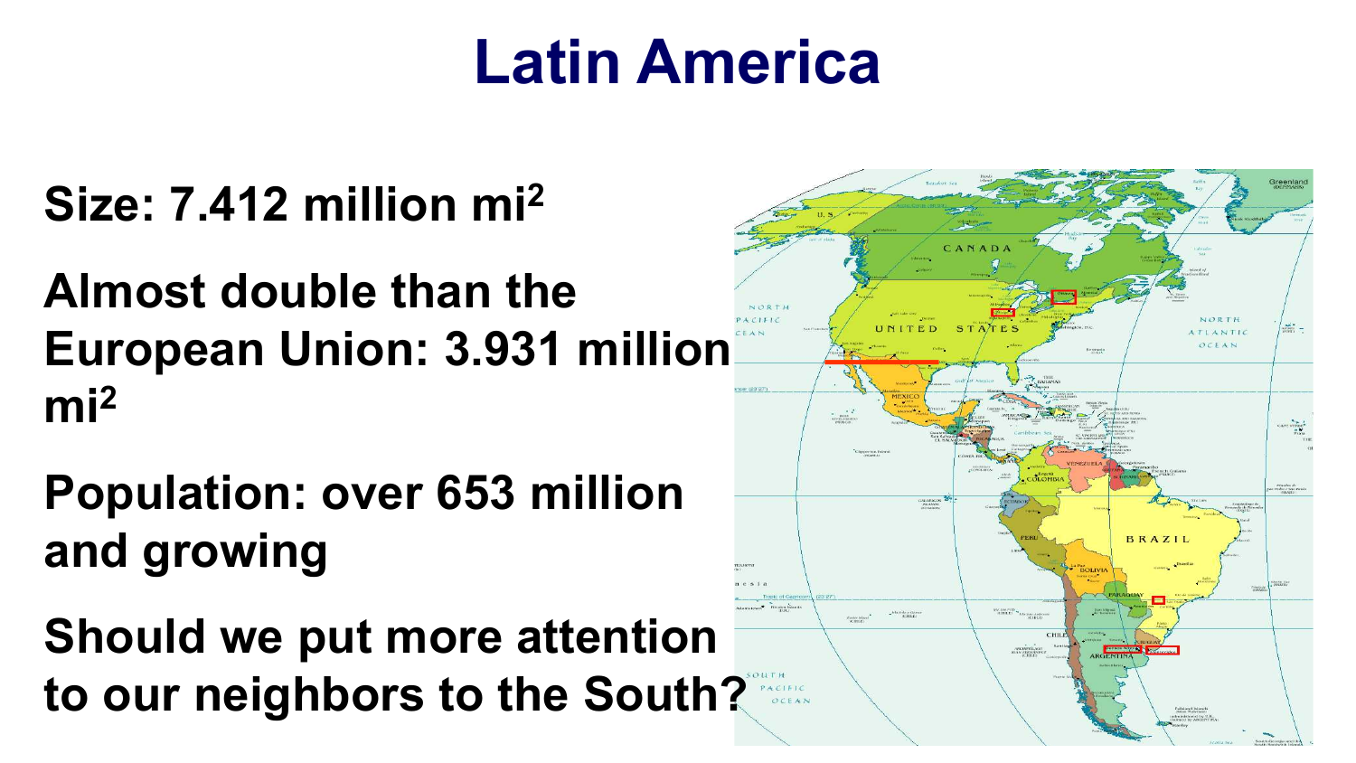# Latin America

**Size: 7.412 million mi$^2$**

**Almost double than the European Union: 3.931 million mi$^2$**

**Population: over 653 million and growing**

**Should we put more attention to our neighbors to the South?**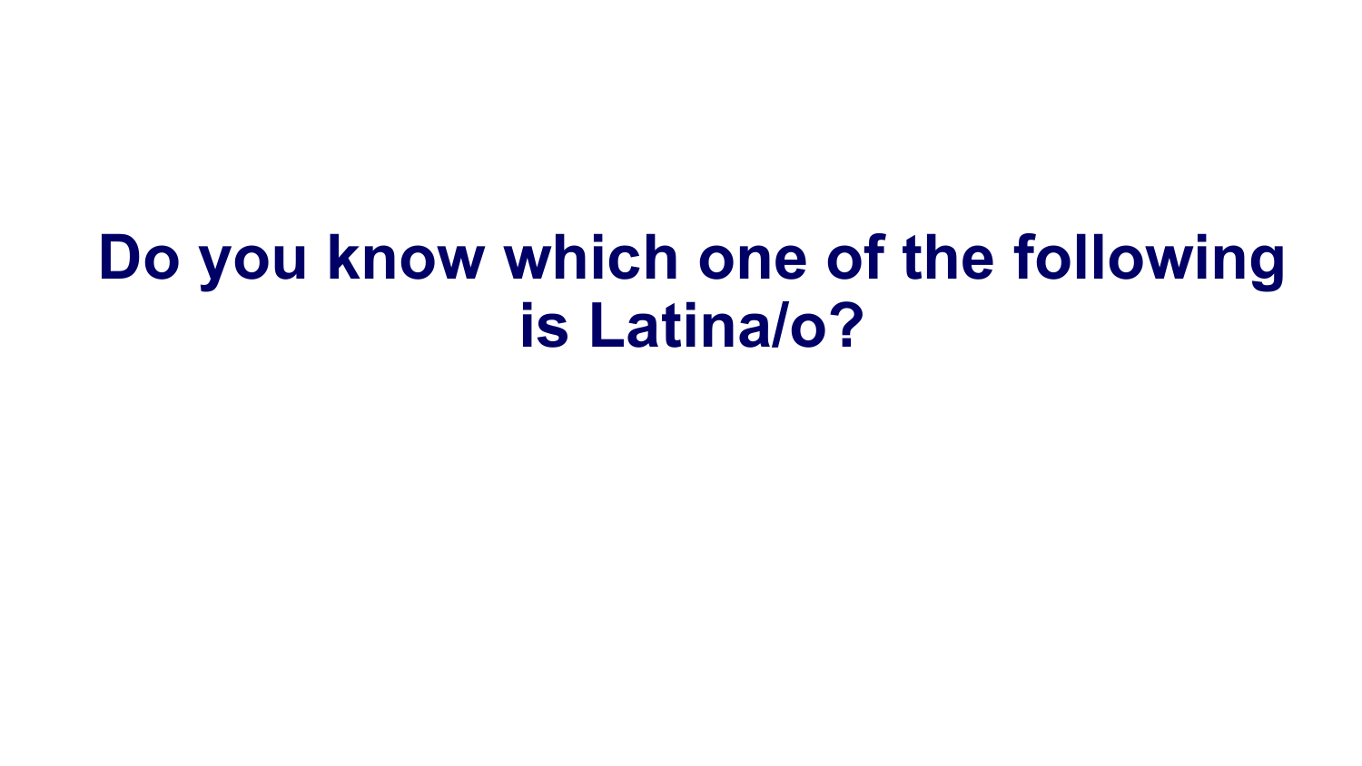# Do you know which one of the following is Latina/o?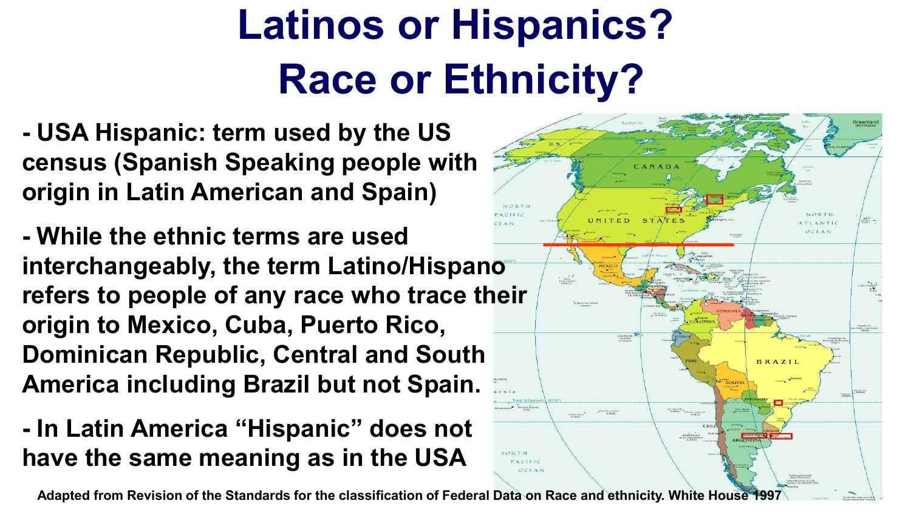# Latinos or Hispanics?
# Race or Ethnicity?

**- USA Hispanic: term used by the US census (Spanish Speaking people with origin in Latin American and Spain)**

**- While the ethnic terms are used interchangeably, the term Latino/Hispano refers to people of any race who trace their origin to Mexico, Cuba, Puerto Rico, Dominican Republic, Central and South America including Brazil but not Spain.**

**- In Latin America "Hispanic" does not have the same meaning as in the USA**

**Adapted from Revision of the Standards for the classification of Federal Data on Race and ethnicity. White House 1997**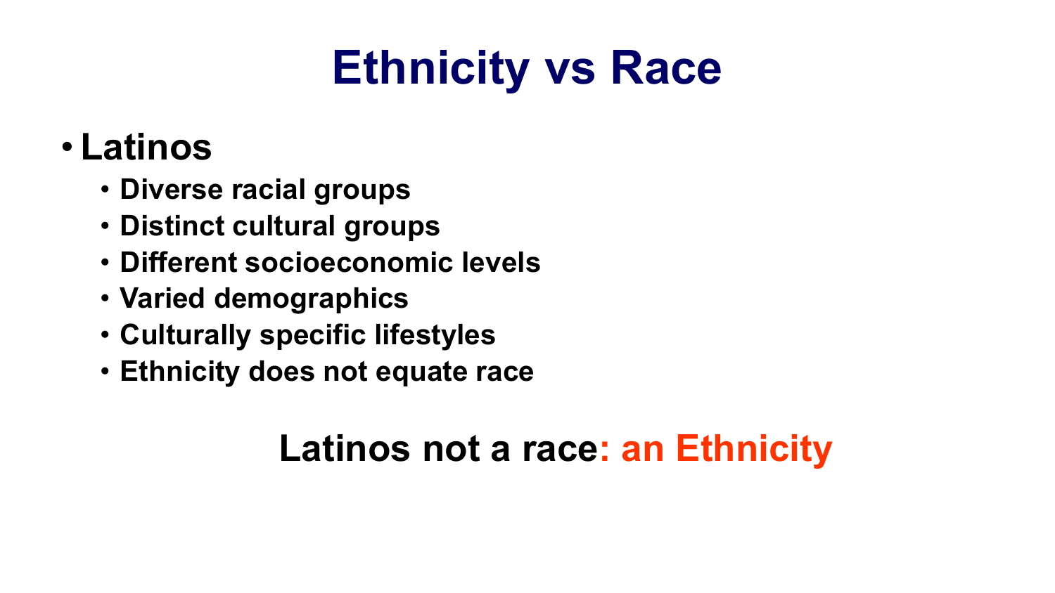# Ethnicity vs Race

- **Latinos**
  - **Diverse racial groups**
  - **Distinct cultural groups**
  - **Different socioeconomic levels**
  - **Varied demographics**
  - **Culturally specific lifestyles**
  - **Ethnicity does not equate race**

**Latinos not a race: an Ethnicity**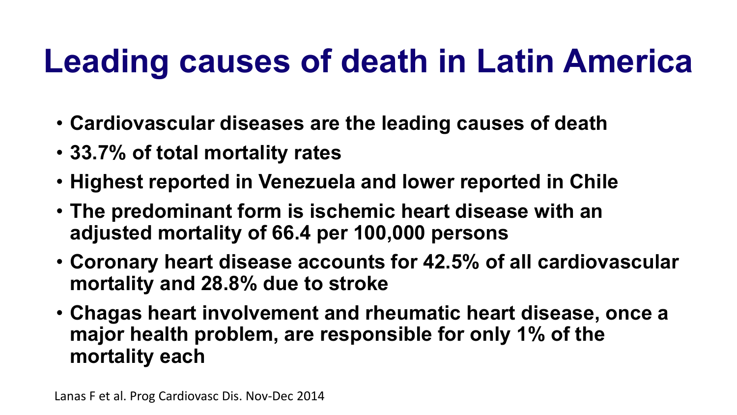# Leading causes of death in Latin America

- **Cardiovascular diseases are the leading causes of death**
- **33.7% of total mortality rates**
- **Highest reported in Venezuela and lower reported in Chile**
- **The predominant form is ischemic heart disease with an adjusted mortality of 66.4 per 100,000 persons**
- **Coronary heart disease accounts for 42.5% of all cardiovascular mortality and 28.8% due to stroke**
- **Chagas heart involvement and rheumatic heart disease, once a major health problem, are responsible for only 1% of the mortality each**

Lanas F et al. Prog Cardiovasc Dis. Nov-Dec 2014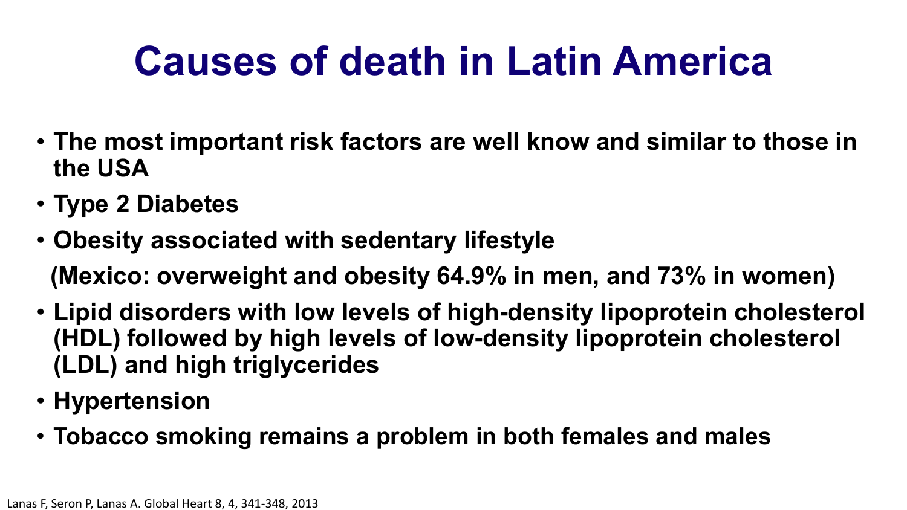# Causes of death in Latin America

- **The most important risk factors are well know and similar to those in the USA**
- **Type 2 Diabetes**
- **Obesity associated with sedentary lifestyle**

  **(Mexico: overweight and obesity 64.9% in men, and 73% in women)**
- **Lipid disorders with low levels of high-density lipoprotein cholesterol (HDL) followed by high levels of low-density lipoprotein cholesterol (LDL) and high triglycerides**
- **Hypertension**
- **Tobacco smoking remains a problem in both females and males**

Lanas F, Seron P, Lanas A. Global Heart 8, 4, 341-348, 2013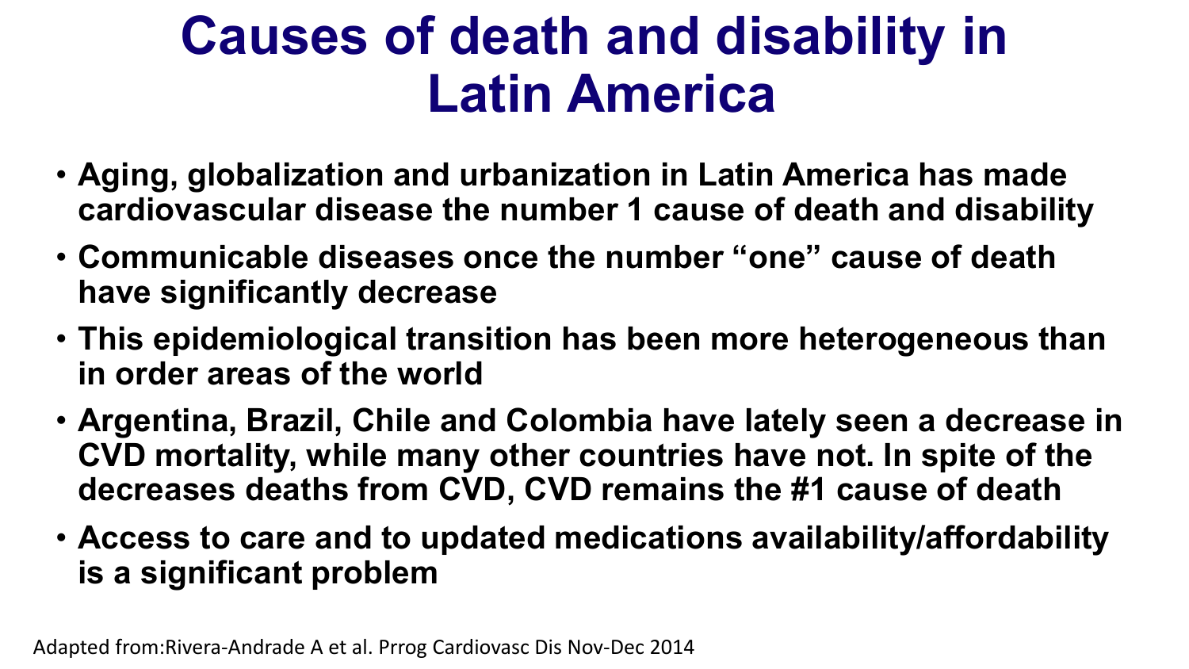# Causes of death and disability in Latin America

- Aging, globalization and urbanization in Latin America has made cardiovascular disease the number 1 cause of death and disability
- Communicable diseases once the number "one" cause of death have significantly decrease
- This epidemiological transition has been more heterogeneous than in order areas of the world
- Argentina, Brazil, Chile and Colombia have lately seen a decrease in CVD mortality, while many other countries have not. In spite of the decreases deaths from CVD, CVD remains the #1 cause of death
- Access to care and to updated medications availability/affordability is a significant problem

Adapted from:Rivera-Andrade A et al. Prrog Cardiovasc Dis Nov-Dec 2014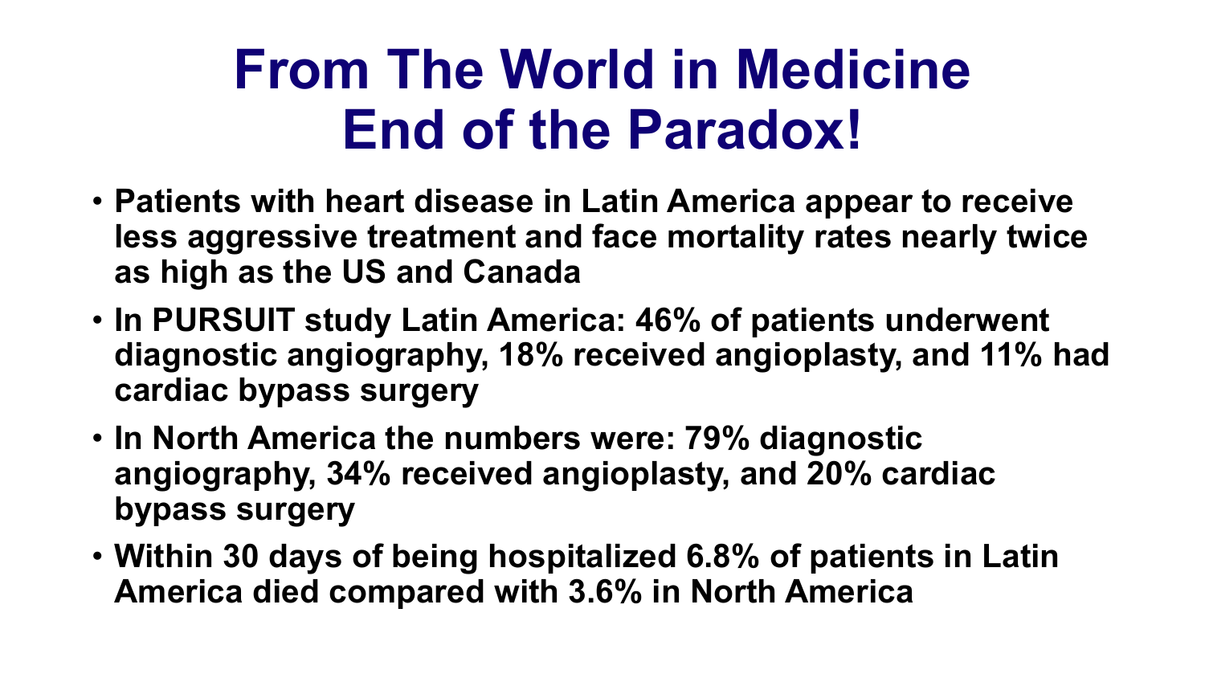# From The World in Medicine
# End of the Paradox!

- **Patients with heart disease in Latin America appear to receive less aggressive treatment and face mortality rates nearly twice as high as the US and Canada**
- **In PURSUIT study Latin America: 46% of patients underwent diagnostic angiography, 18% received angioplasty, and 11% had cardiac bypass surgery**
- **In North America the numbers were: 79% diagnostic angiography, 34% received angioplasty, and 20% cardiac bypass surgery**
- **Within 30 days of being hospitalized 6.8% of patients in Latin America died compared with 3.6% in North America**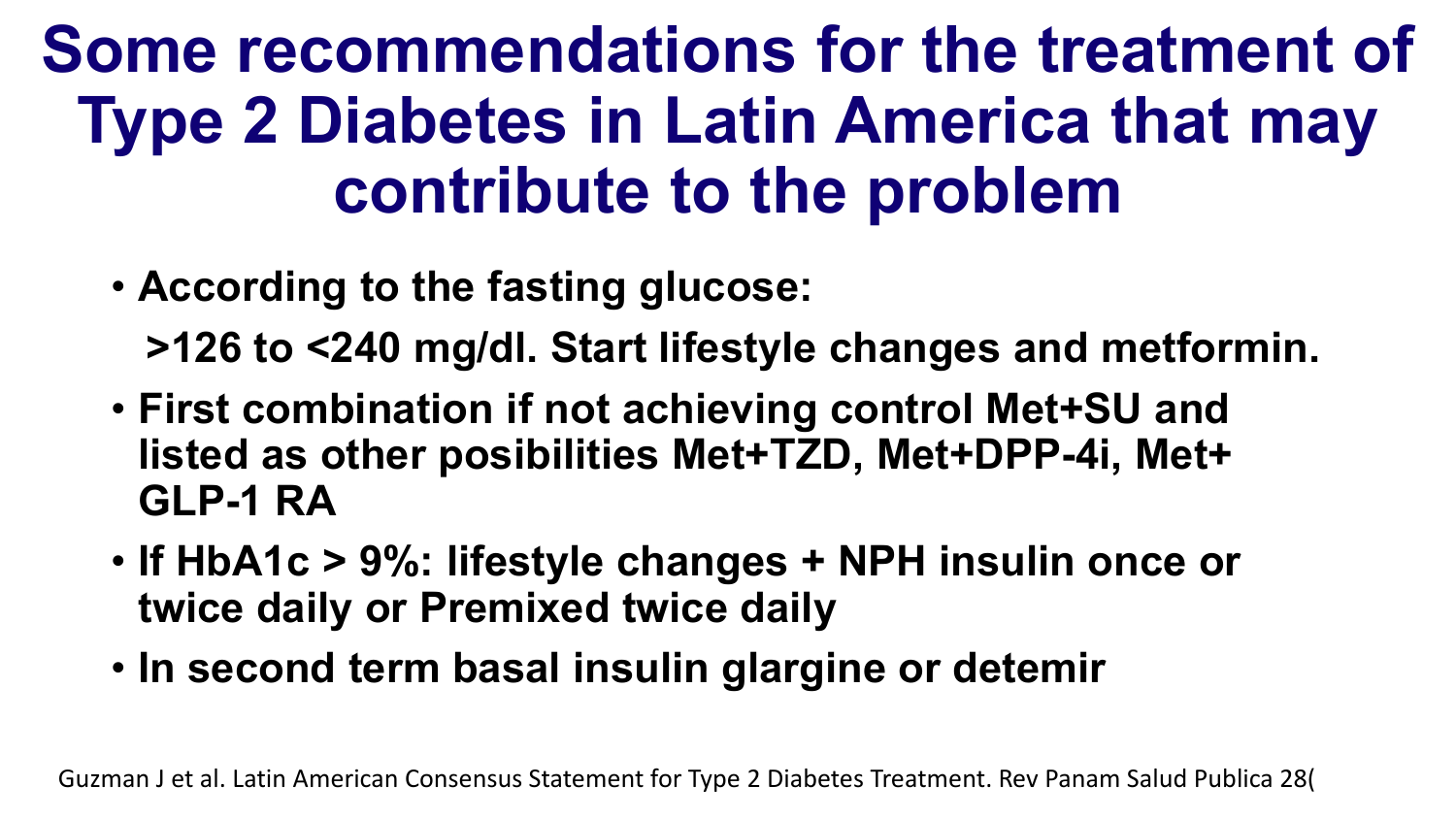# Some recommendations for the treatment of Type 2 Diabetes in Latin America that may contribute to the problem

- **According to the fasting glucose:**

  **>126 to <240 mg/dl. Start lifestyle changes and metformin.**

- **First combination if not achieving control Met+SU and listed as other posibilities Met+TZD, Met+DPP-4i, Met+ GLP-1 RA**
- **If HbA1c > 9%: lifestyle changes + NPH insulin once or twice daily or Premixed twice daily**
- **In second term basal insulin glargine or detemir**

Guzman J et al. Latin American Consensus Statement for Type 2 Diabetes Treatment. Rev Panam Salud Publica 28(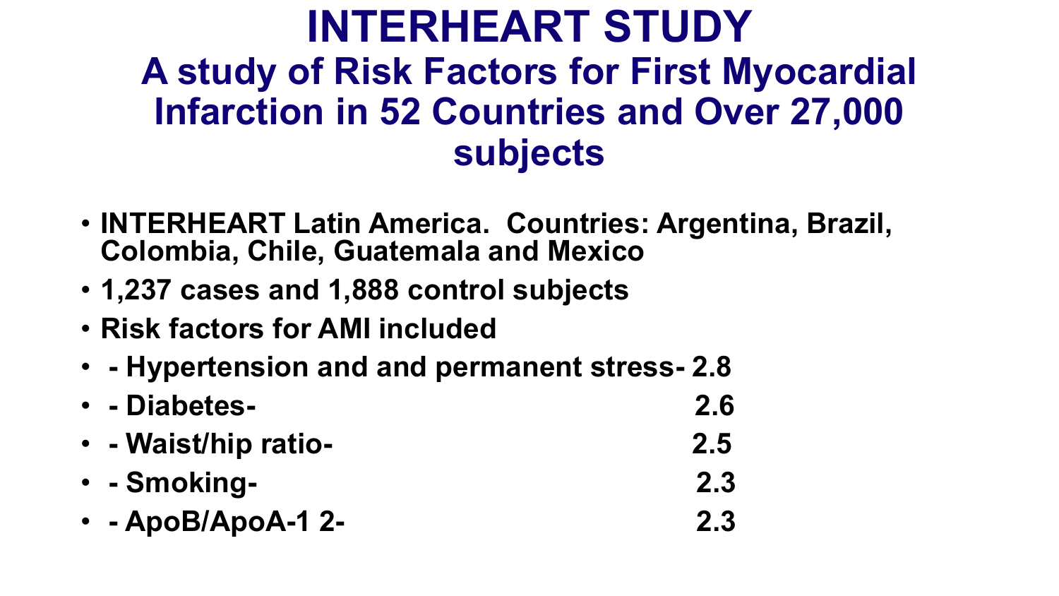# INTERHEART STUDY

## A study of Risk Factors for First Myocardial Infarction in 52 Countries and Over 27,000 subjects

- INTERHEART Latin America. Countries: Argentina, Brazil, Colombia, Chile, Guatemala and Mexico
- 1,237 cases and 1,888 control subjects
- Risk factors for AMI included
- - Hypertension and and permanent stress- 2.8
- - Diabetes- 2.6
- - Waist/hip ratio- 2.5
- - Smoking- 2.3
- - ApoB/ApoA-1 2- 2.3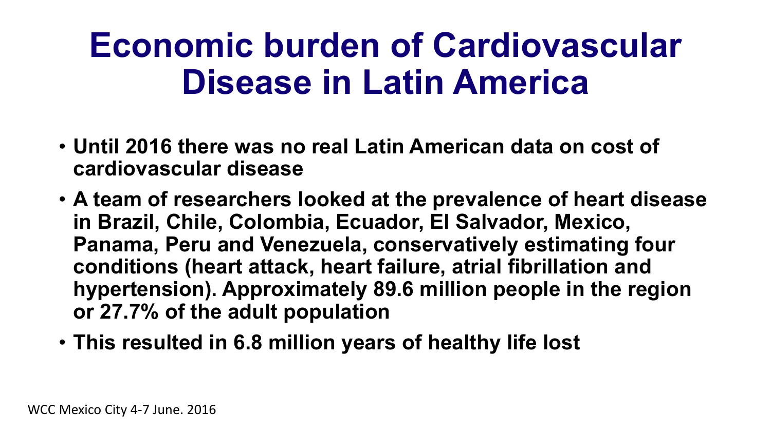# Economic burden of Cardiovascular Disease in Latin America

- **Until 2016 there was no real Latin American data on cost of cardiovascular disease**
- **A team of researchers looked at the prevalence of heart disease in Brazil, Chile, Colombia, Ecuador, El Salvador, Mexico, Panama, Peru and Venezuela, conservatively estimating four conditions (heart attack, heart failure, atrial fibrillation and hypertension). Approximately 89.6 million people in the region or 27.7% of the adult population**
- **This resulted in 6.8 million years of healthy life lost**

WCC Mexico City 4-7 June. 2016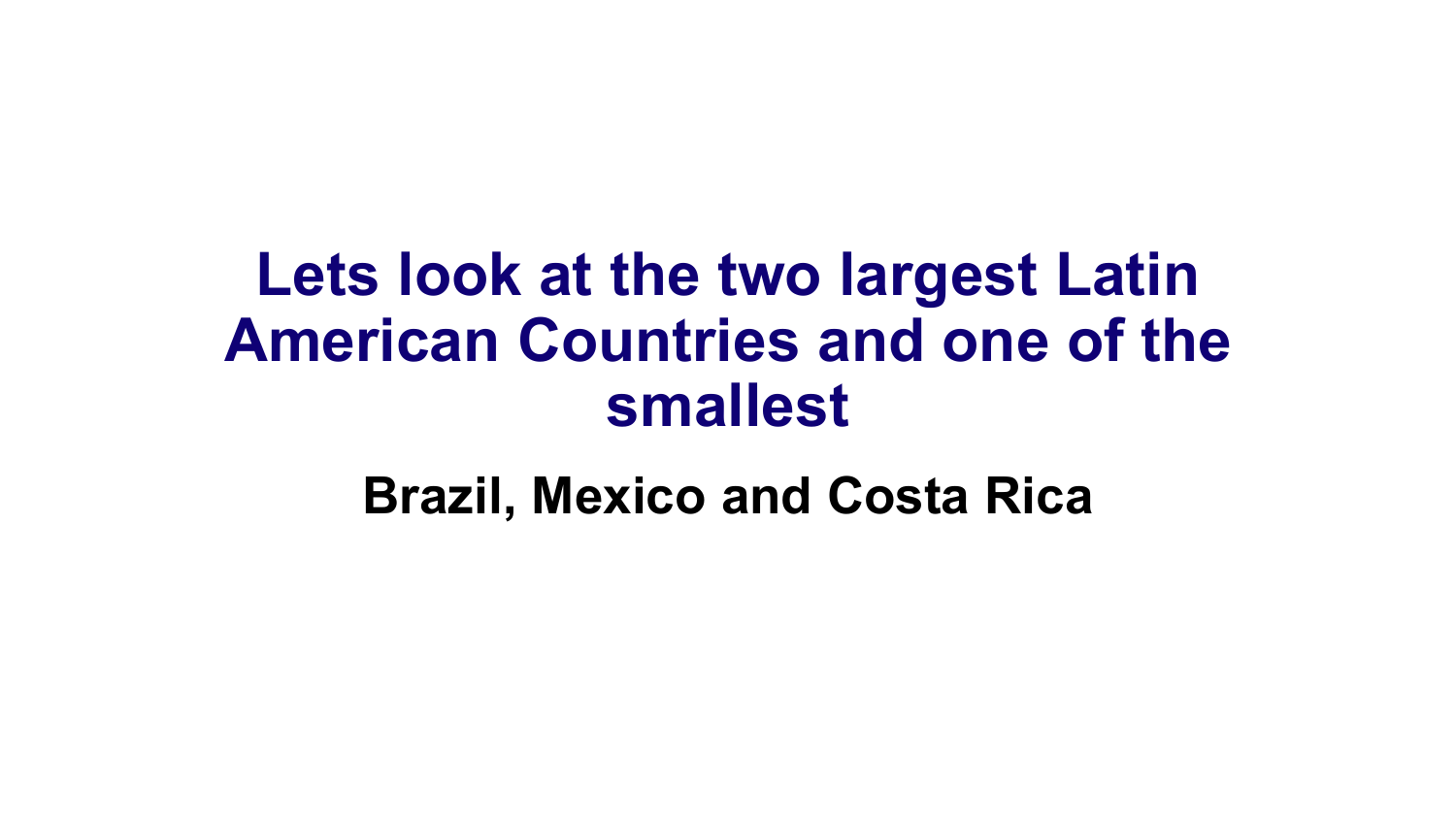# Lets look at the two largest Latin American Countries and one of the smallest

**Brazil, Mexico and Costa Rica**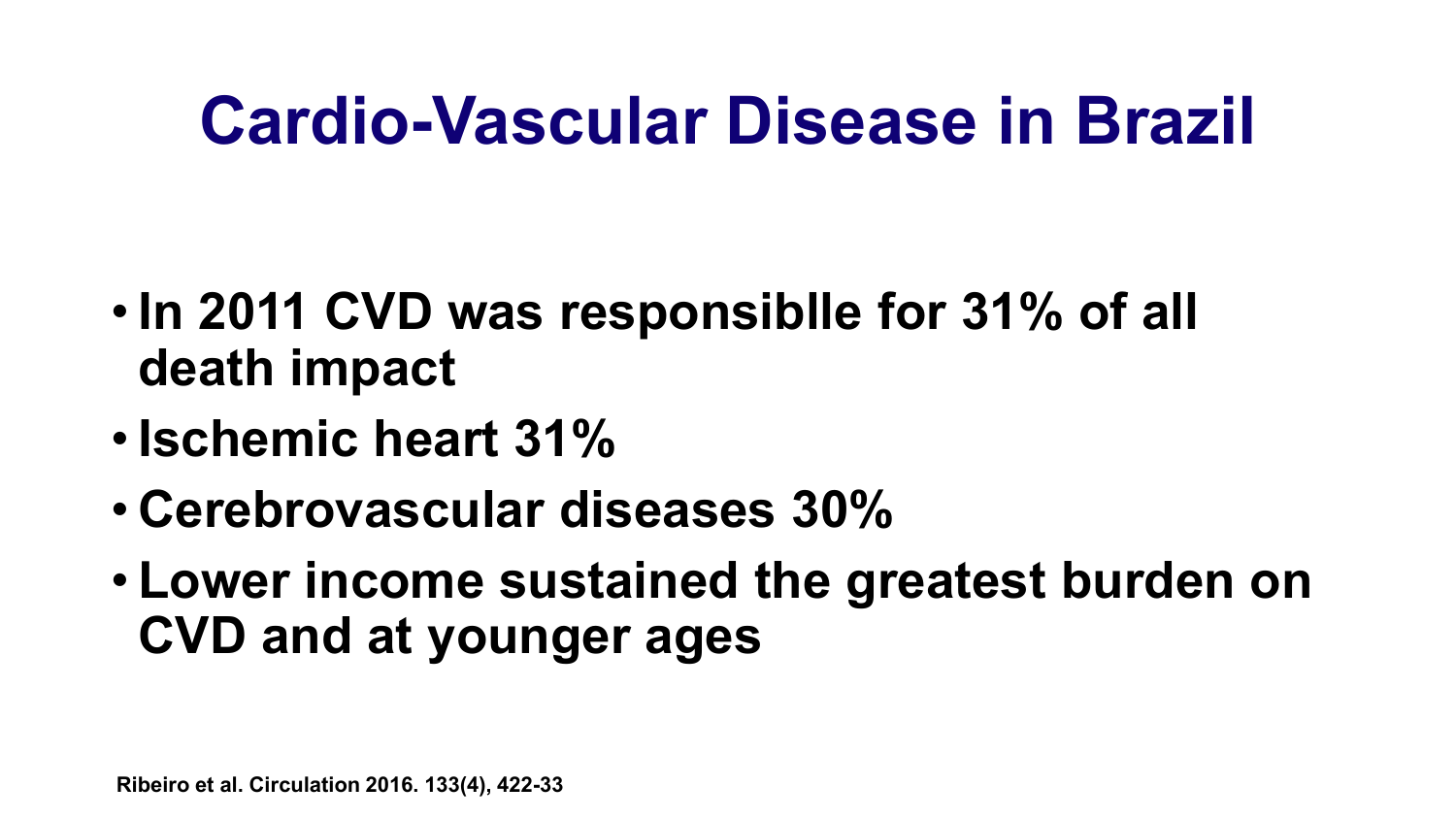# Cardio-Vascular Disease in Brazil

- **In 2011 CVD was responsiblle for 31% of all death impact**
- **Ischemic heart 31%**
- **Cerebrovascular diseases 30%**
- **Lower income sustained the greatest burden on CVD and at younger ages**

**Ribeiro et al. Circulation 2016. 133(4), 422-33**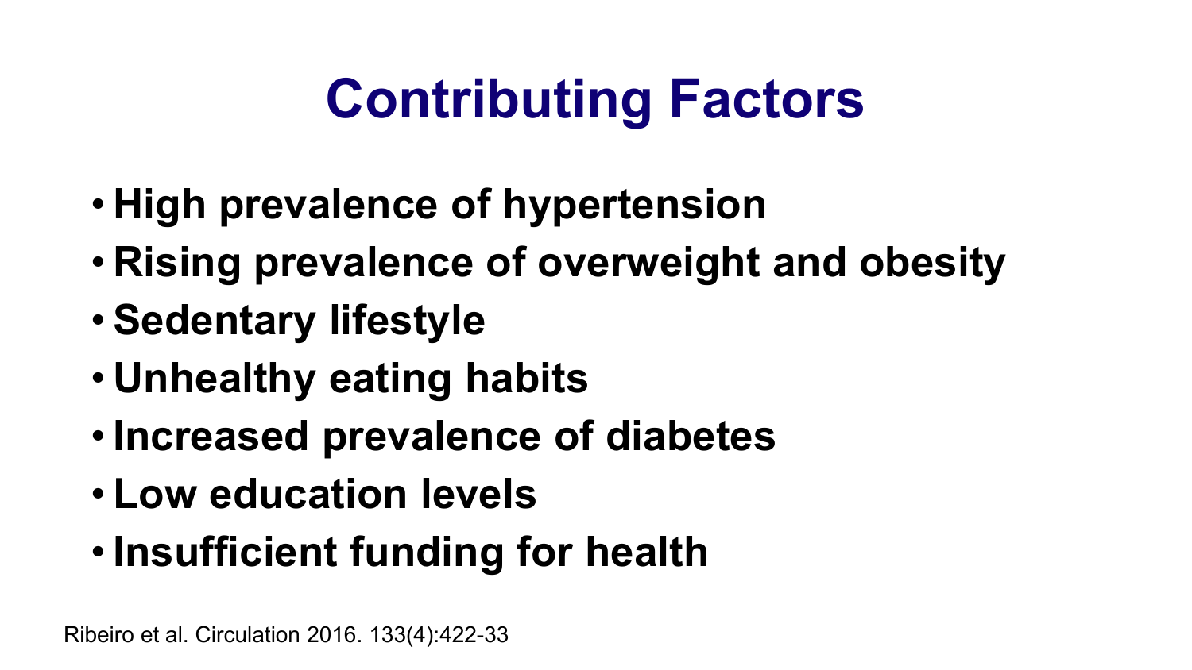# Contributing Factors

- **High prevalence of hypertension**
- **Rising prevalence of overweight and obesity**
- **Sedentary lifestyle**
- **Unhealthy eating habits**
- **Increased prevalence of diabetes**
- **Low education levels**
- **Insufficient funding for health**

Ribeiro et al. Circulation 2016. 133(4):422-33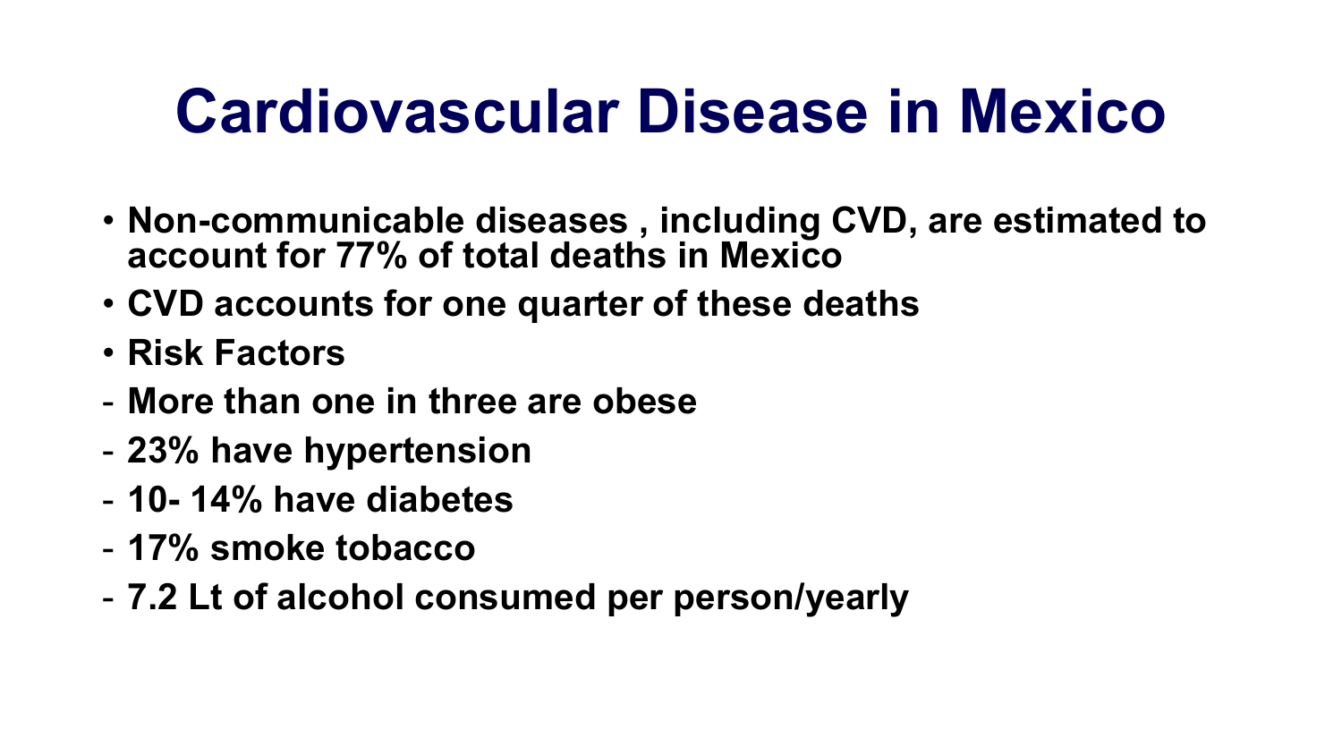# Cardiovascular Disease in Mexico

- **Non-communicable diseases , including CVD, are estimated to account for 77% of total deaths in Mexico**
- **CVD accounts for one quarter of these deaths**
- **Risk Factors**

- **More than one in three are obese**
- **23% have hypertension**
- **10- 14% have diabetes**
- **17% smoke tobacco**
- **7.2 Lt of alcohol consumed per person/yearly**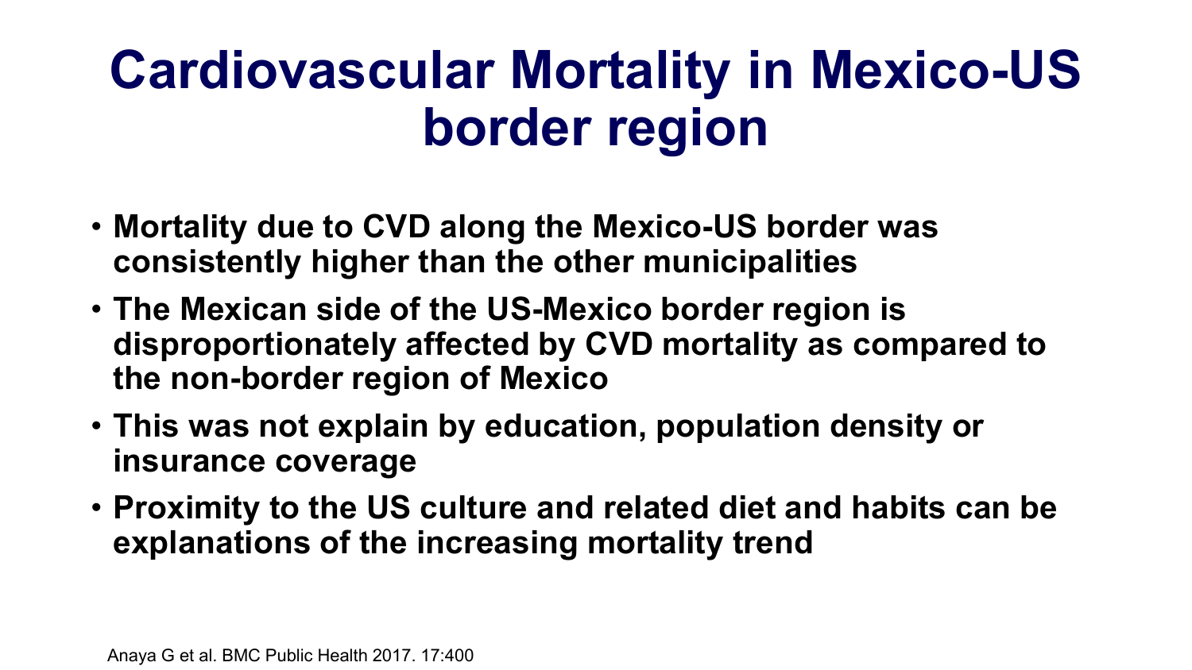# Cardiovascular Mortality in Mexico-US border region

- **Mortality due to CVD along the Mexico-US border was consistently higher than the other municipalities**
- **The Mexican side of the US-Mexico border region is disproportionately affected by CVD mortality as compared to the non-border region of Mexico**
- **This was not explain by education, population density or insurance coverage**
- **Proximity to the US culture and related diet and habits can be explanations of the increasing mortality trend**

Anaya G et al. BMC Public Health 2017. 17:400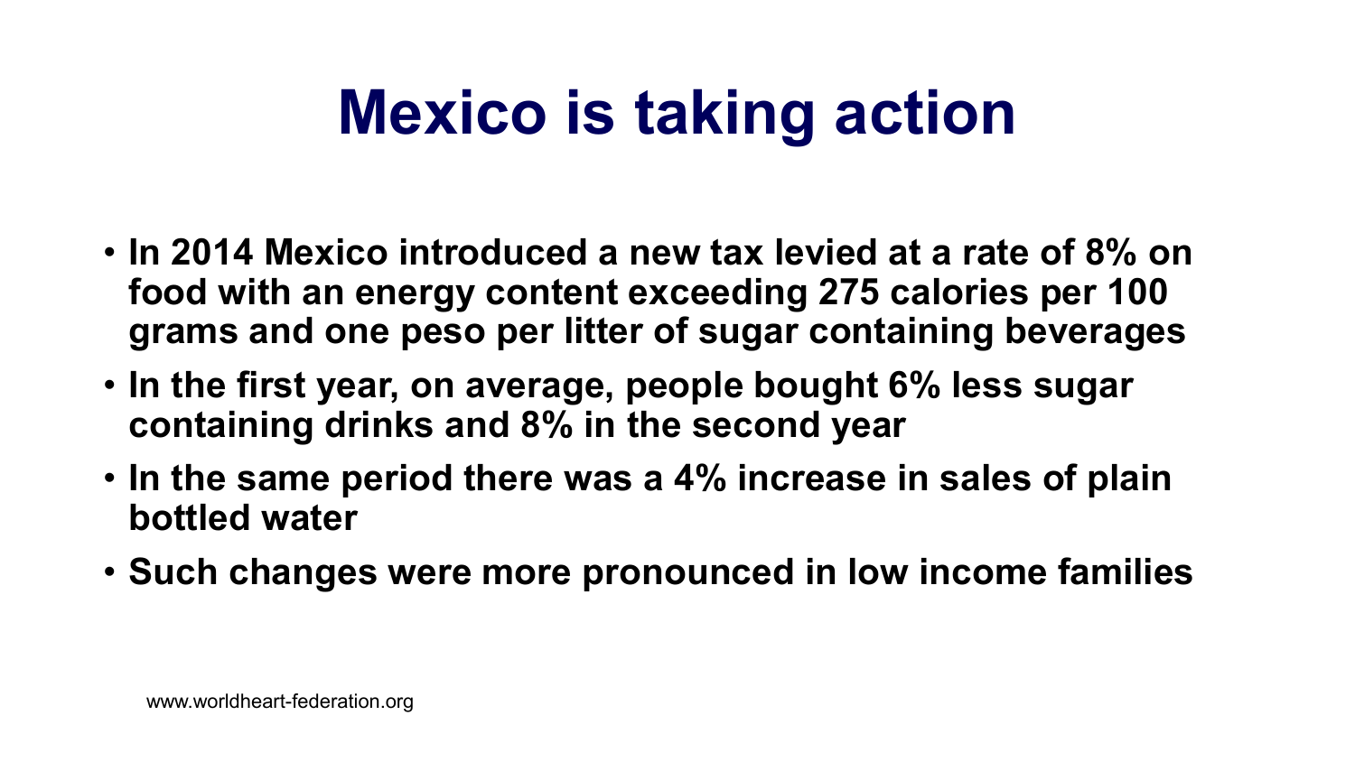# Mexico is taking action

- In 2014 Mexico introduced a new tax levied at a rate of 8% on food with an energy content exceeding 275 calories per 100 grams and one peso per litter of sugar containing beverages
- In the first year, on average, people bought 6% less sugar containing drinks and 8% in the second year
- In the same period there was a 4% increase in sales of plain bottled water
- Such changes were more pronounced in low income families

www.worldheart-federation.org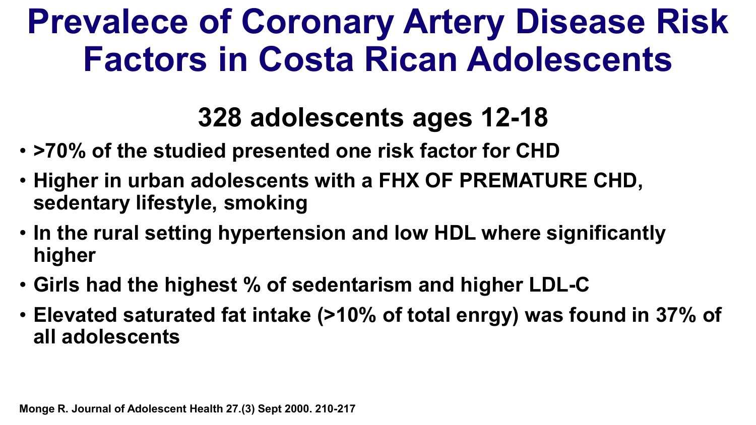# Prevalece of Coronary Artery Disease Risk Factors in Costa Rican Adolescents

## 328 adolescents ages 12-18

- >70% of the studied presented one risk factor for CHD
- Higher in urban adolescents with a FHX OF PREMATURE CHD, sedentary lifestyle, smoking
- In the rural setting hypertension and low HDL where significantly higher
- Girls had the highest % of sedentarism and higher LDL-C
- Elevated saturated fat intake (>10% of total enrgy) was found in 37% of all adolescents

Monge R. Journal of Adolescent Health 27.(3) Sept 2000. 210-217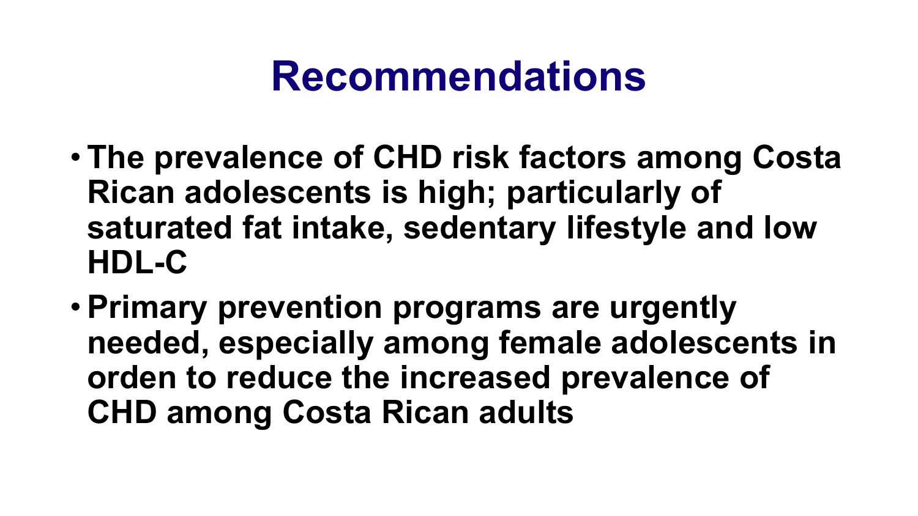# Recommendations

- **The prevalence of CHD risk factors among Costa Rican adolescents is high; particularly of saturated fat intake, sedentary lifestyle and low HDL-C**
- **Primary prevention programs are urgently needed, especially among female adolescents in orden to reduce the increased prevalence of CHD among Costa Rican adults**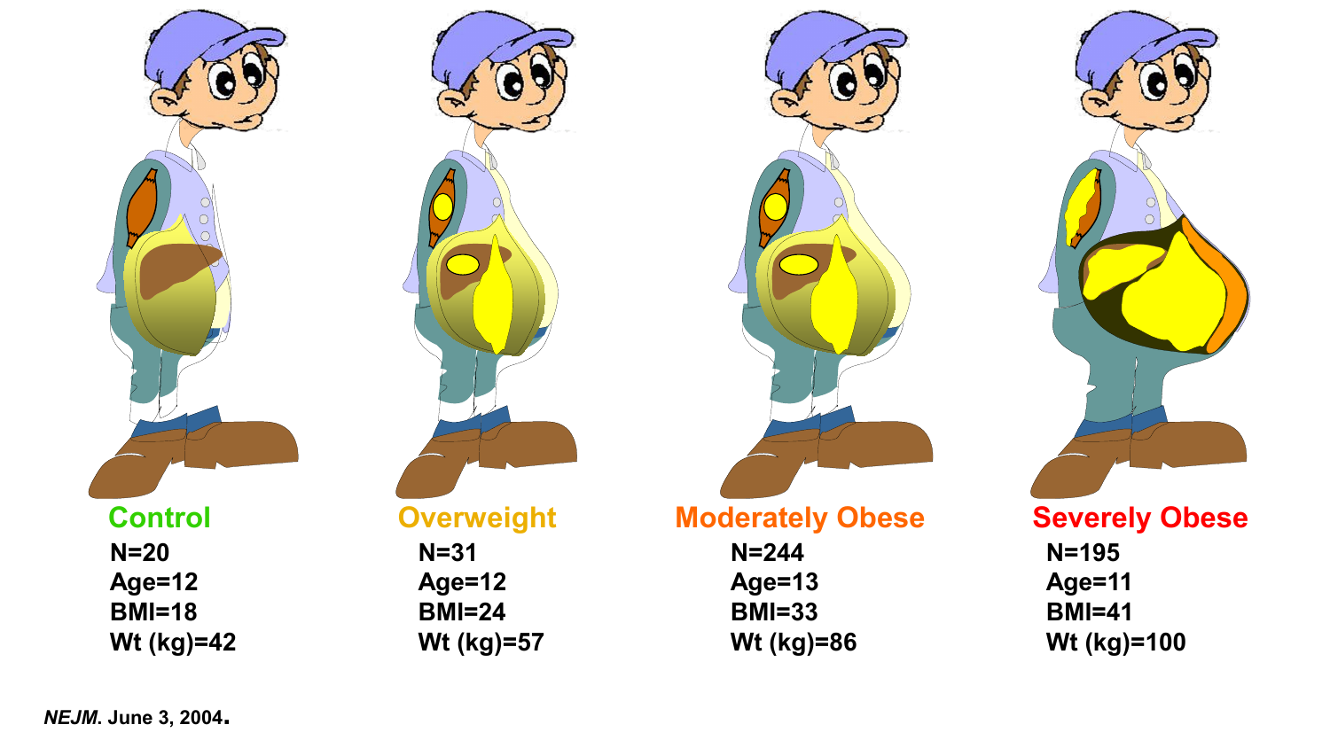| Control | Overweight | Moderately Obese | Severely Obese |
| --- | --- | --- | --- |
| N=20 | N=31 | N=244 | N=195 |
| Age=12 | Age=12 | Age=13 | Age=11 |
| BMI=18 | BMI=24 | BMI=33 | BMI=41 |
| Wt (kg)=42 | Wt (kg)=57 | Wt (kg)=86 | Wt (kg)=100 |

*NEJM*. June 3, 2004.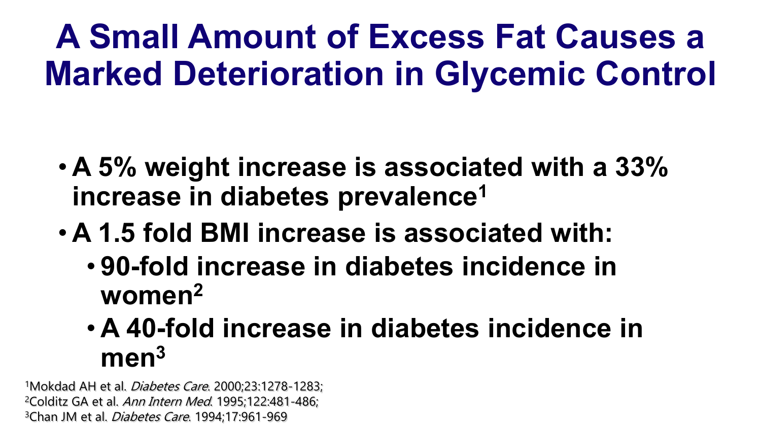# A Small Amount of Excess Fat Causes a Marked Deterioration in Glycemic Control

- **A 5% weight increase is associated with a 33% increase in diabetes prevalence[1]**
- **A 1.5 fold BMI increase is associated with:**
  - **90-fold increase in diabetes incidence in women[2]**
  - **A 40-fold increase in diabetes incidence in men[3]**

[1]Mokdad AH et al. *Diabetes Care*. 2000;23:1278-1283;
[2]Colditz GA et al. *Ann Intern Med*. 1995;122:481-486;
[3]Chan JM et al. *Diabetes Care*. 1994;17:961-969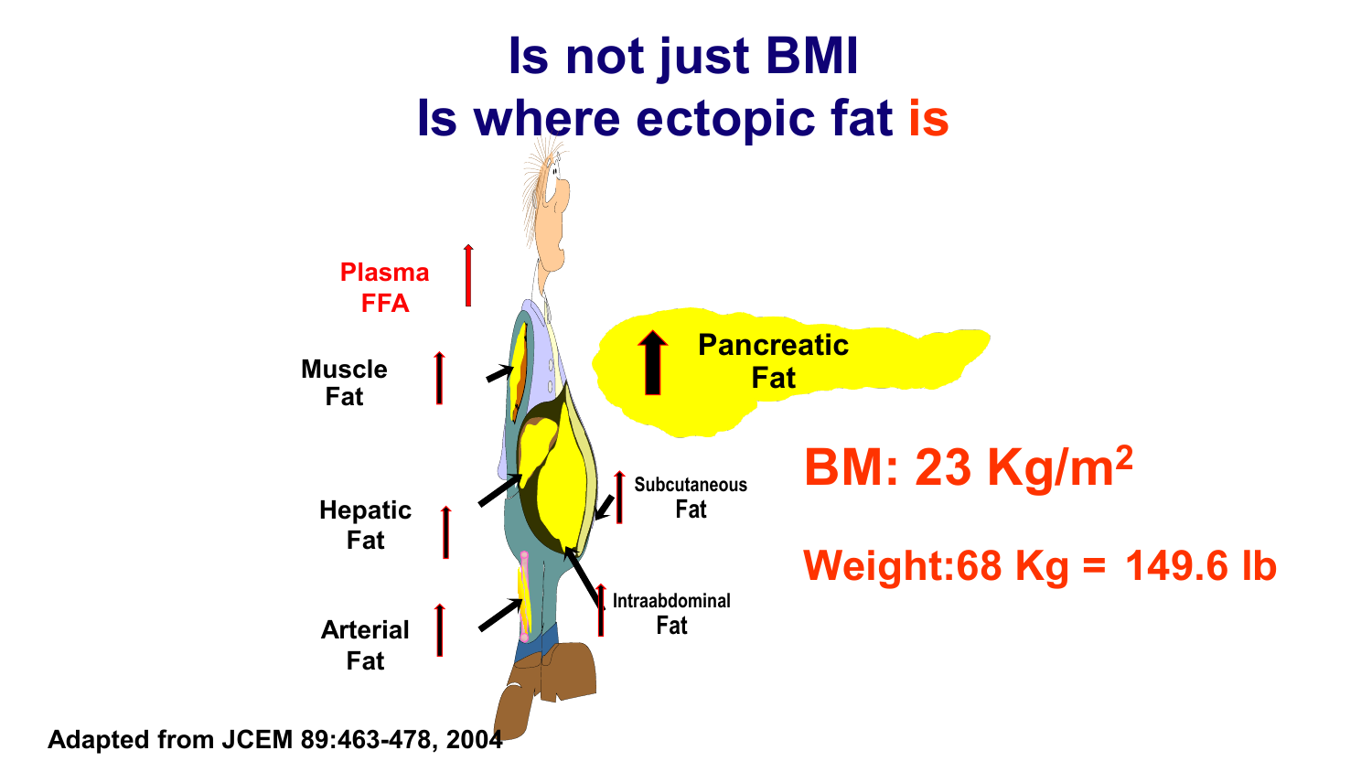# Is not just BMI
# Is where ectopic fat is

Plasma FFA ↑

Muscle Fat ↑

Hepatic Fat ↑

Arterial Fat ↑

Pancreatic Fat ↑

Subcutaneous Fat ↑

Intraabdominal Fat ↑

**BM: 23 Kg/m$^2$**

**Weight:68 Kg = 149.6 lb**

Adapted from JCEM 89:463-478, 2004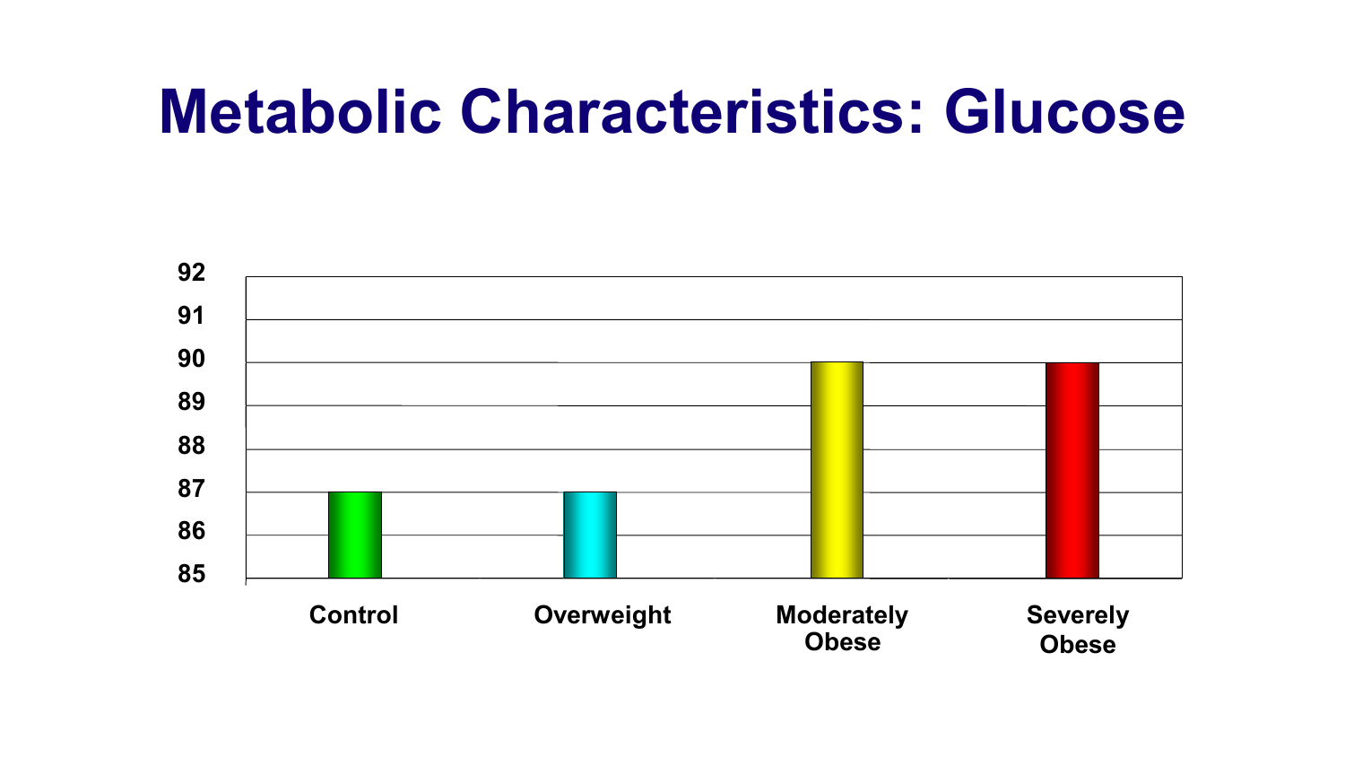# Metabolic Characteristics: Glucose

| | Control | Overweight | Moderately Obese | Severely Obese |
|---|---|---|---|---|
| Glucose | 87 | 87 | 90 | 90 |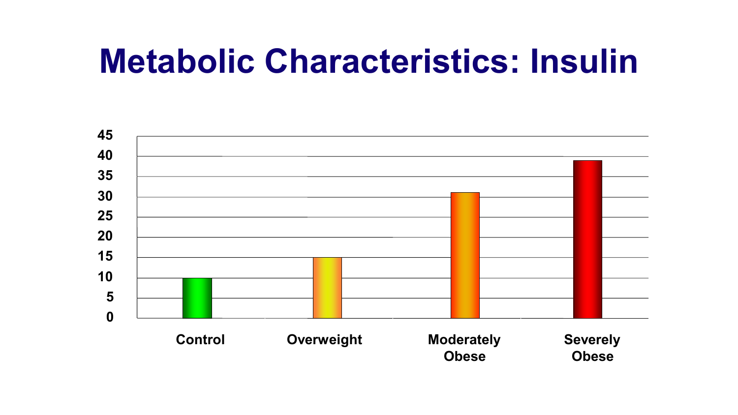# Metabolic Characteristics: Insulin

| | Control | Overweight | Moderately Obese | Severely Obese |
|---|---|---|---|---|
| Insulin | 10 | 15 | 31 | 39 |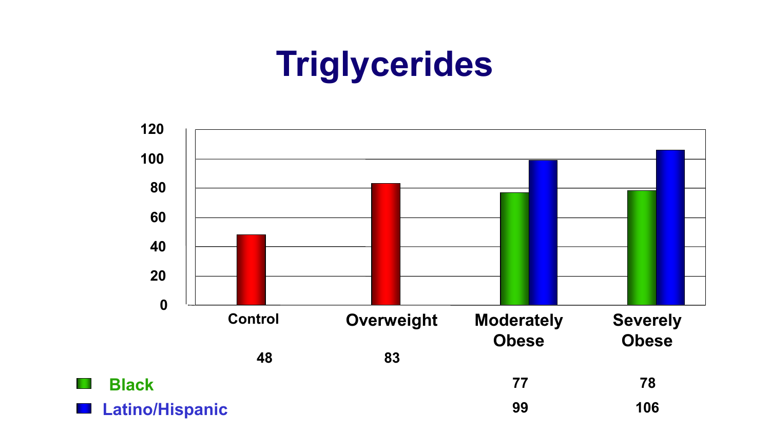# Triglycerides

| | Control | Overweight | Moderately Obese | Severely Obese |
|---|---|---|---|---|
| | 48 | 83 | | |
| Black | | | 77 | 78 |
| Latino/Hispanic | | | 99 | 106 |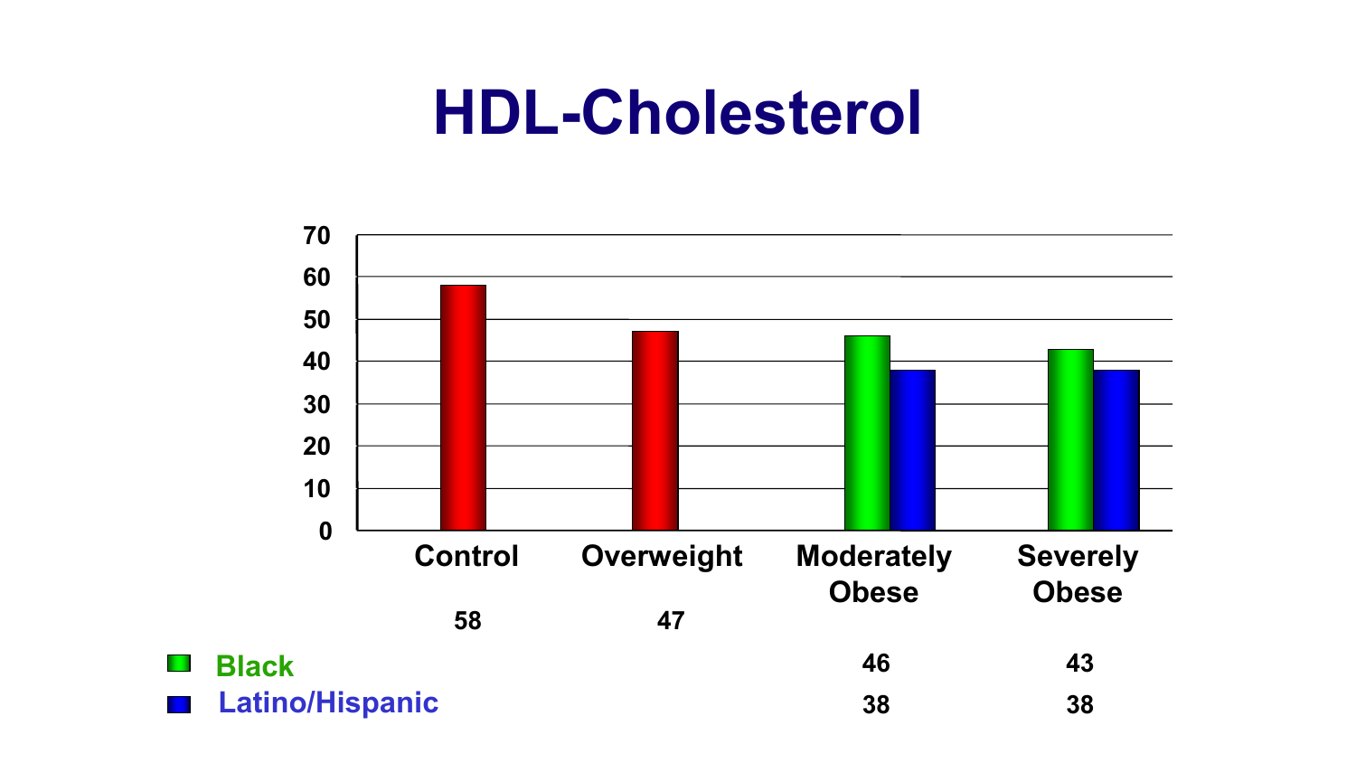# HDL-Cholesterol

| | Control | Overweight | Moderately Obese | Severely Obese |
|---|---|---|---|---|
| | 58 | 47 | | |
| Black | | | 46 | 43 |
| Latino/Hispanic | | | 38 | 38 |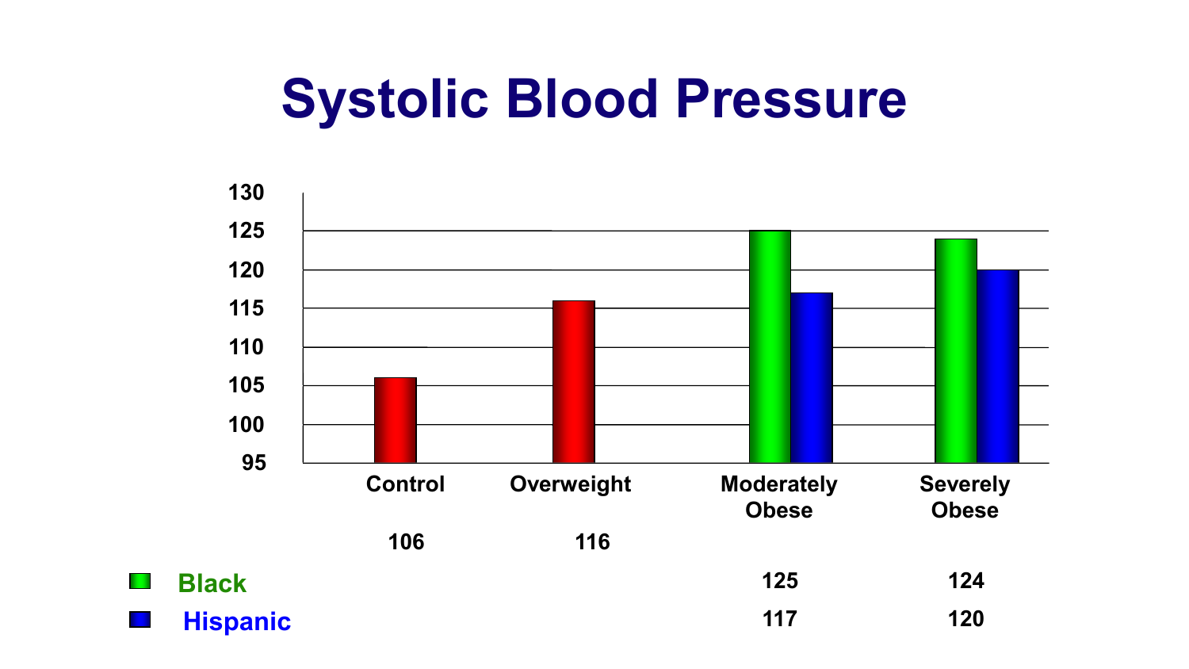# Systolic Blood Pressure

| | Control | Overweight | Moderately Obese | Severely Obese |
|---|---|---|---|---|
| | 106 | 116 | | |
| Black | | | 125 | 124 |
| Hispanic | | | 117 | 120 |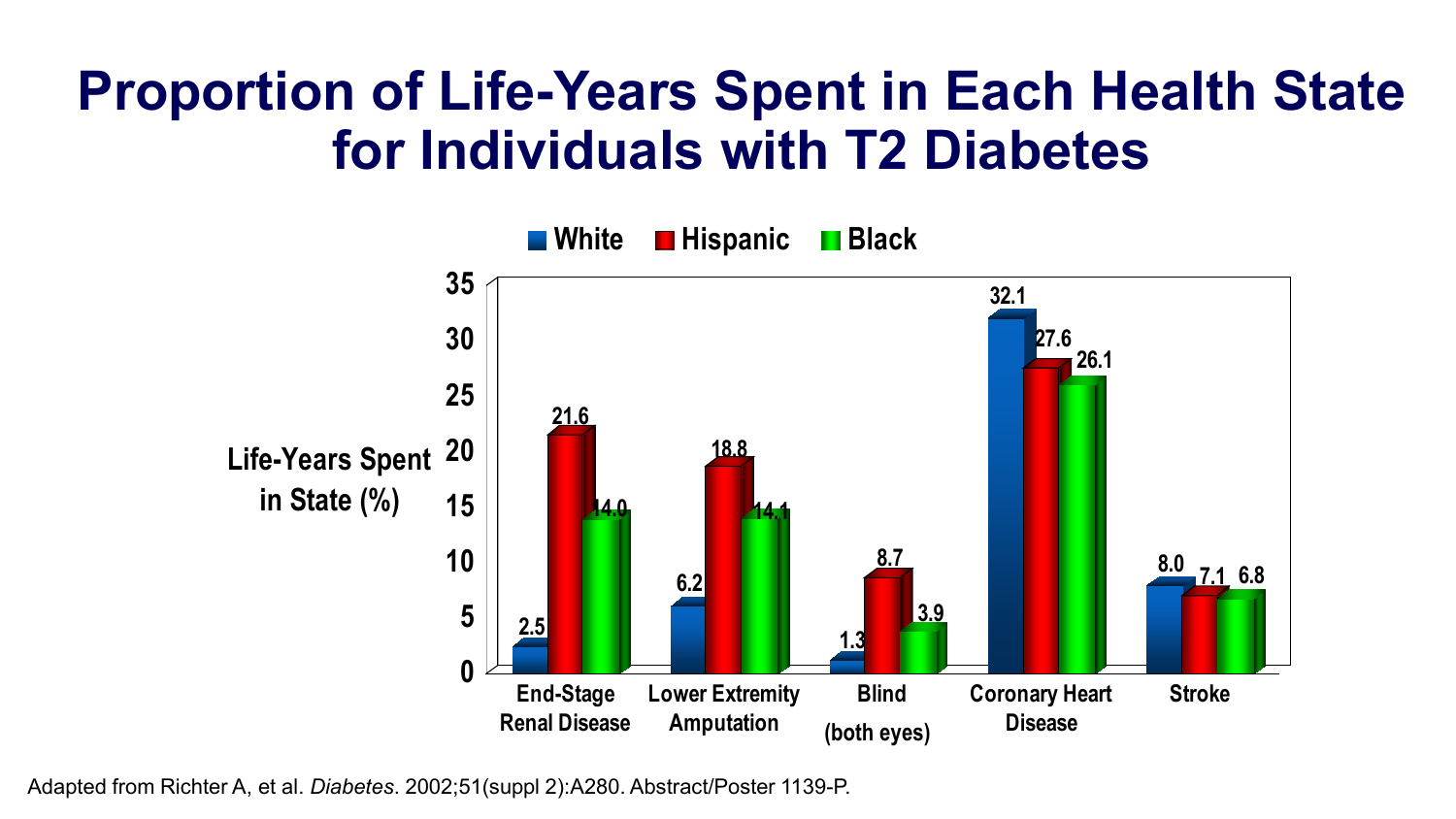# Proportion of Life-Years Spent in Each Health State for Individuals with T2 Diabetes

Life-Years Spent in State (%)

| | White | Hispanic | Black |
|---|---|---|---|
| End-Stage Renal Disease | 2.5 | 21.6 | 14.0 |
| Lower Extremity Amputation | 6.2 | 18.8 | 14.1 |
| Blind (both eyes) | 1.3 | 8.7 | 3.9 |
| Coronary Heart Disease | 32.1 | 27.6 | 26.1 |
| Stroke | 8.0 | 7.1 | 6.8 |

Adapted from Richter A, et al. *Diabetes*. 2002;51(suppl 2):A280. Abstract/Poster 1139-P.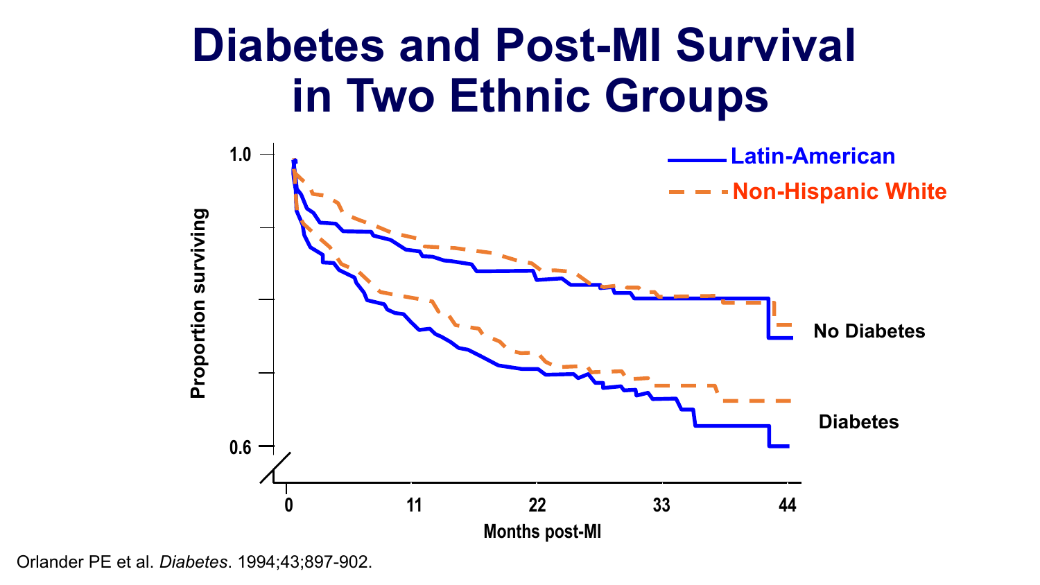# Diabetes and Post-MI Survival in Two Ethnic Groups

Latin-American

Non-Hispanic White

Proportion surviving

1.0

0.6

No Diabetes

Diabetes

0 11 22 33 44

Months post-MI

Orlander PE et al. *Diabetes*. 1994;43;897-902.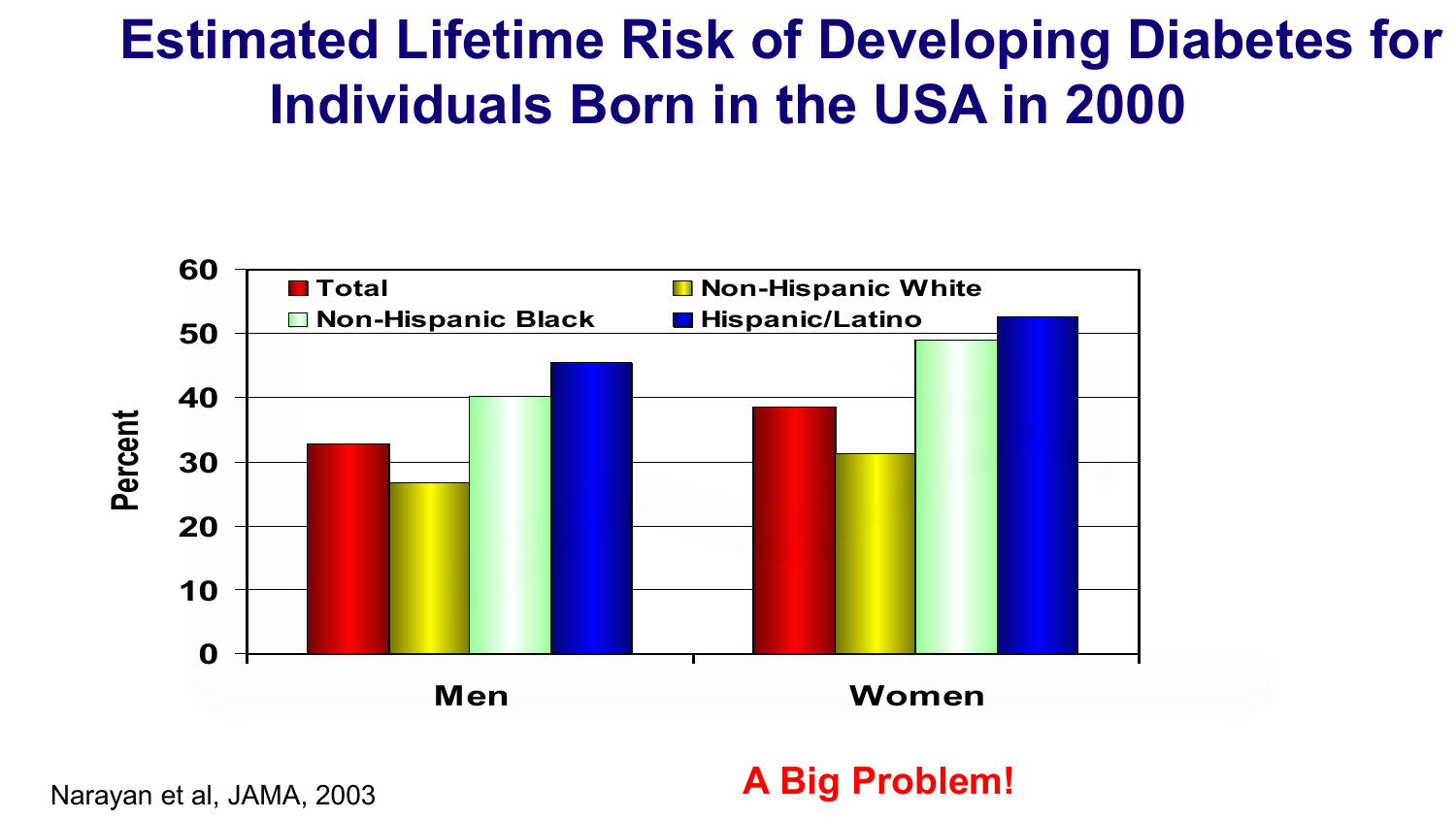# Estimated Lifetime Risk of Developing Diabetes for Individuals Born in the USA in 2000

Percent

Total | Non-Hispanic White | Non-Hispanic Black | Hispanic/Latino

Men | Women

Narayan et al, JAMA, 2003

**A Big Problem!**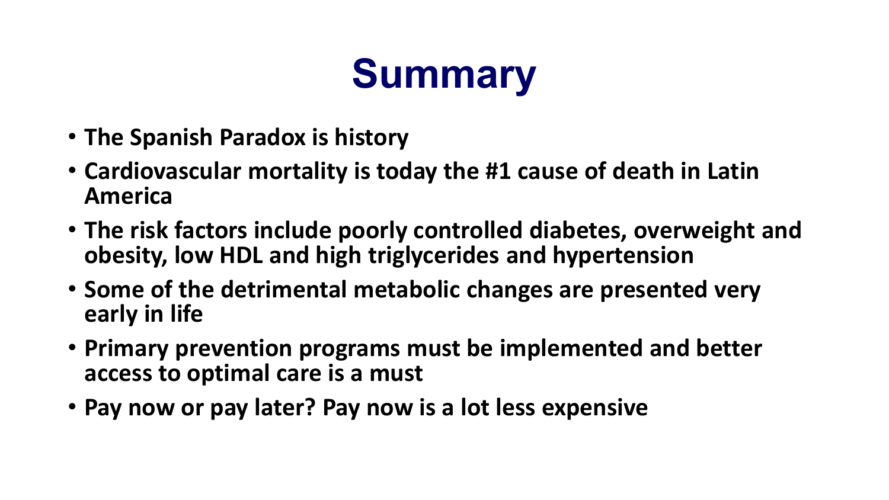# Summary

- **The Spanish Paradox is history**
- **Cardiovascular mortality is today the #1 cause of death in Latin America**
- **The risk factors include poorly controlled diabetes, overweight and obesity, low HDL and high triglycerides and hypertension**
- **Some of the detrimental metabolic changes are presented very early in life**
- **Primary prevention programs must be implemented and better access to optimal care is a must**
- **Pay now or pay later? Pay now is a lot less expensive**